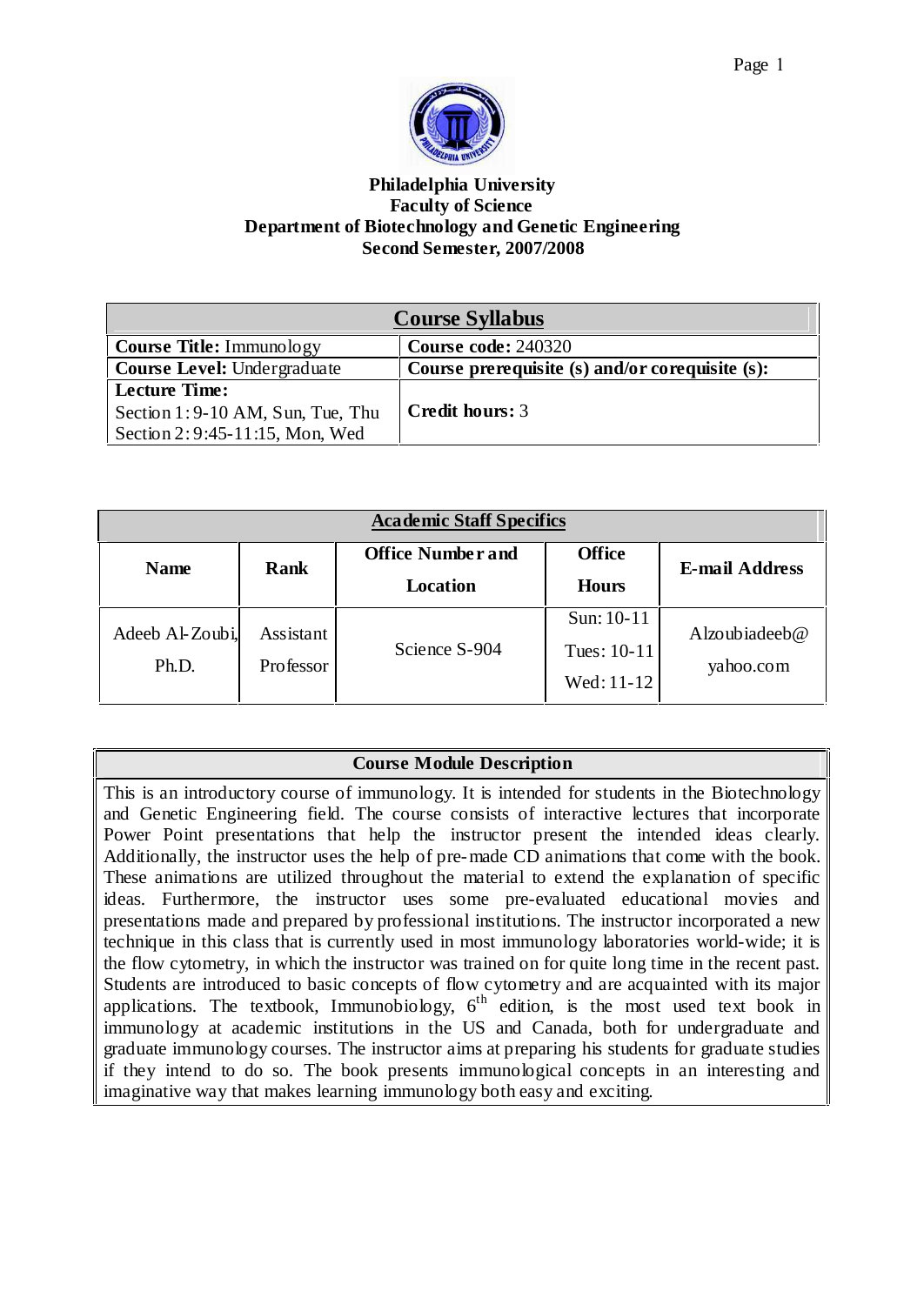**Philadelphia University**
**Faculty of Science**
**Department of Biotechnology and Genetic Engineering**
**Second Semester, 2007/2008**

| **Course Syllabus** | |
|---|---|
| **Course Title:** Immunology | **Course code:** 240320 |
| **Course Level:** Undergraduate | **Course prerequisite (s) and/or corequisite (s):** |
| **Lecture Time:** Section 1: 9-10 AM, Sun, Tue, Thu Section 2: 9:45-11:15, Mon, Wed | **Credit hours:** 3 |

**Academic Staff Specifics**

| Name | Rank | Office Number and Location | Office Hours | E-mail Address |
|---|---|---|---|---|
| Adeeb Al-Zoubi, Ph.D. | Assistant Professor | Science S-904 | Sun: 10-11 Tues: 10-11 Wed: 11-12 | Alzoubiadeeb@yahoo.com |

**Course Module Description**

This is an introductory course of immunology. It is intended for students in the Biotechnology and Genetic Engineering field. The course consists of interactive lectures that incorporate Power Point presentations that help the instructor present the intended ideas clearly. Additionally, the instructor uses the help of pre-made CD animations that come with the book. These animations are utilized throughout the material to extend the explanation of specific ideas. Furthermore, the instructor uses some pre-evaluated educational movies and presentations made and prepared by professional institutions. The instructor incorporated a new technique in this class that is currently used in most immunology laboratories world-wide; it is the flow cytometry, in which the instructor was trained on for quite long time in the recent past. Students are introduced to basic concepts of flow cytometry and are acquainted with its major applications. The textbook, Immunobiology, 6th edition, is the most used text book in immunology at academic institutions in the US and Canada, both for undergraduate and graduate immunology courses. The instructor aims at preparing his students for graduate studies if they intend to do so. The book presents immunological concepts in an interesting and imaginative way that makes learning immunology both easy and exciting.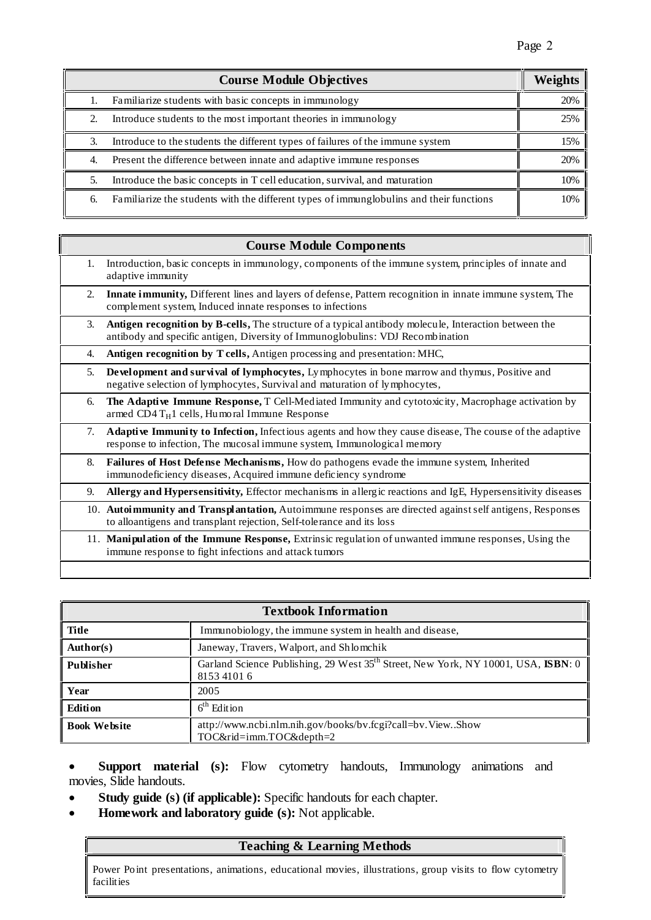| Course Module Objectives | Weights |
|---|---|
| 1. Familiarize students with basic concepts in immunology | 20% |
| 2. Introduce students to the most important theories in immunology | 25% |
| 3. Introduce to the students the different types of failures of the immune system | 15% |
| 4. Present the difference between innate and adaptive immune responses | 20% |
| 5. Introduce the basic concepts in T cell education, survival, and maturation | 10% |
| 6. Familiarize the students with the different types of immunglobulins and their functions | 10% |

| Course Module Components |
|---|
| 1. Introduction, basic concepts in immunology, components of the immune system, principles of innate and adaptive immunity |
| 2. **Innate immunity,** Different lines and layers of defense, Pattern recognition in innate immune system, The complement system, Induced innate responses to infections |
| 3. **Antigen recognition by B-cells,** The structure of a typical antibody molecule, Interaction between the antibody and specific antigen, Diversity of Immunoglobulins: VDJ Recombination |
| 4. **Antigen recognition by T cells,** Antigen processing and presentation: MHC, |
| 5. **Development and survival of lymphocytes,** Lymphocytes in bone marrow and thymus, Positive and negative selection of lymphocytes, Survival and maturation of lymphocytes, |
| 6. **The Adaptive Immune Response,** T Cell-Mediated Immunity and cytotoxicity, Macrophage activation by armed CD4 $T_H1$ cells, Humoral Immune Response |
| 7. **Adaptive Immunity to Infection,** Infectious agents and how they cause disease, The course of the adaptive response to infection, The mucosal immune system, Immunological memory |
| 8. **Failures of Host Defense Mechanisms,** How do pathogens evade the immune system, Inherited immunodeficiency diseases, Acquired immune deficiency syndrome |
| 9. **Allergy and Hypersensitivity,** Effector mechanisms in allergic reactions and IgE, Hypersensitivity diseases |
| 10. **Autoimmunity and Transplantation,** Autoimmune responses are directed against self antigens, Responses to alloantigens and transplant rejection, Self-tolerance and its loss |
| 11. **Manipulation of the Immune Response,** Extrinsic regulation of unwanted immune responses, Using the immune response to fight infections and attack tumors |
| |

| Textbook Information | |
|---|---|
| **Title** | Immunobiology, the immune system in health and disease, |
| **Author(s)** | Janeway, Travers, Walport, and Shlomchik |
| **Publisher** | Garland Science Publishing, 29 West 35th Street, New York, NY 10001, USA, **ISBN**: 0 8153 4101 6 |
| **Year** | 2005 |
| **Edition** | 6th Edition |
| **Book Website** | attp://www.ncbi.nlm.nih.gov/books/bv.fcgi?call=bv.View..Show TOC&rid=imm.TOC&depth=2 |

- **Support material (s):** Flow cytometry handouts, Immunology animations and movies, Slide handouts.
- **Study guide (s) (if applicable):** Specific handouts for each chapter.
- **Homework and laboratory guide (s):** Not applicable.

| Teaching & Learning Methods |
|---|
| Power Point presentations, animations, educational movies, illustrations, group visits to flow cytometry facilities |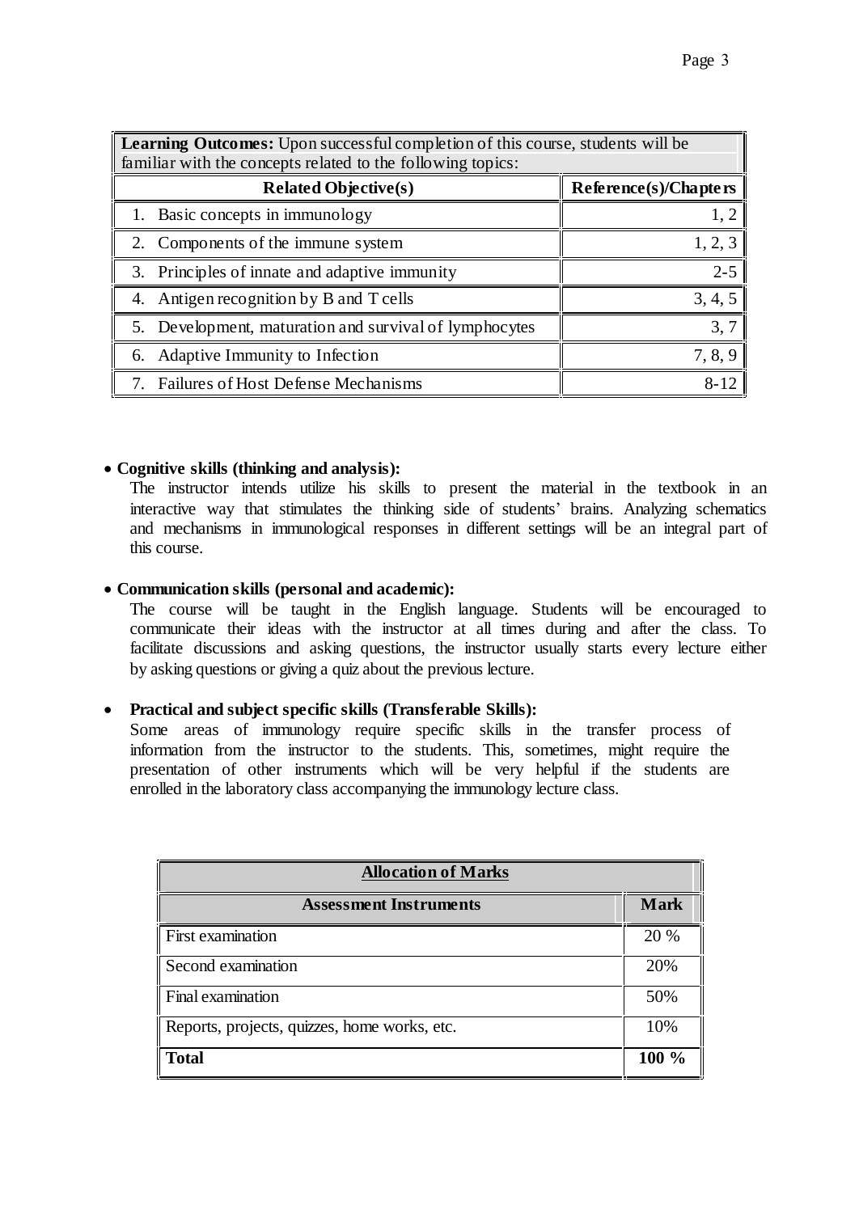| **Learning Outcomes:** Upon successful completion of this course, students will be familiar with the concepts related to the following topics: | |
|---|---|
| **Related Objective(s)** | **Reference(s)/Chapters** |
| 1. Basic concepts in immunology | 1, 2 |
| 2. Components of the immune system | 1, 2, 3 |
| 3. Principles of innate and adaptive immunity | 2-5 |
| 4. Antigen recognition by B and T cells | 3, 4, 5 |
| 5. Development, maturation and survival of lymphocytes | 3, 7 |
| 6. Adaptive Immunity to Infection | 7, 8, 9 |
| 7. Failures of Host Defense Mechanisms | 8-12 |

- **Cognitive skills (thinking and analysis):**
  The instructor intends utilize his skills to present the material in the textbook in an interactive way that stimulates the thinking side of students' brains. Analyzing schematics and mechanisms in immunological responses in different settings will be an integral part of this course.

- **Communication skills (personal and academic):**
  The course will be taught in the English language. Students will be encouraged to communicate their ideas with the instructor at all times during and after the class. To facilitate discussions and asking questions, the instructor usually starts every lecture either by asking questions or giving a quiz about the previous lecture.

- **Practical and subject specific skills (Transferable Skills):**
  Some areas of immunology require specific skills in the transfer process of information from the instructor to the students. This, sometimes, might require the presentation of other instruments which will be very helpful if the students are enrolled in the laboratory class accompanying the immunology lecture class.

| **Allocation of Marks** | |
|---|---|
| **Assessment Instruments** | **Mark** |
| First examination | 20 % |
| Second examination | 20% |
| Final examination | 50% |
| Reports, projects, quizzes, home works, etc. | 10% |
| **Total** | **100 %** |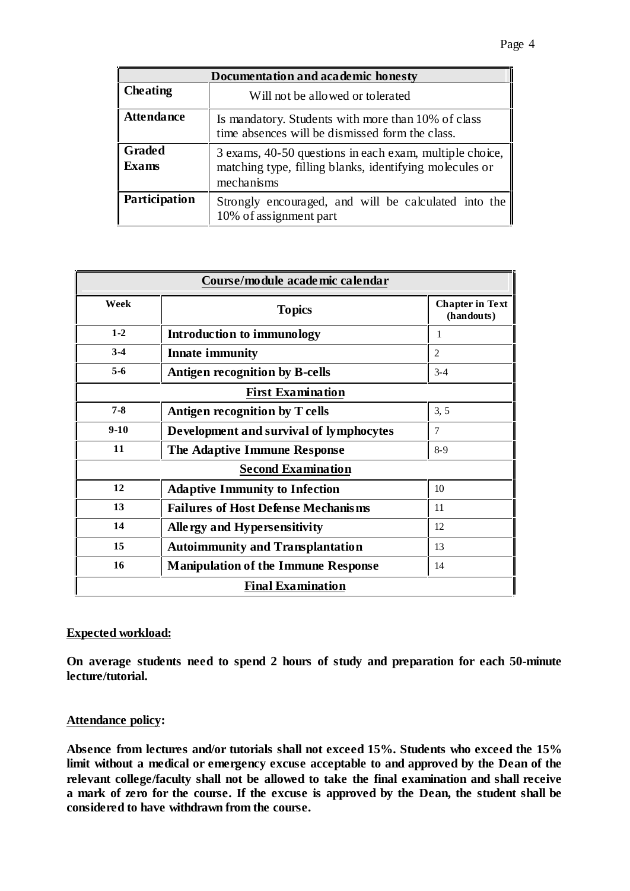| Documentation and academic honesty | |
|---|---|
| **Cheating** | Will not be allowed or tolerated |
| **Attendance** | Is mandatory. Students with more than 10% of class time absences will be dismissed form the class. |
| **Graded Exams** | 3 exams, 40-50 questions in each exam, multiple choice, matching type, filling blanks, identifying molecules or mechanisms |
| **Participation** | Strongly encouraged, and will be calculated into the 10% of assignment part |

| Course/module academic calendar | | |
|---|---|---|
| **Week** | **Topics** | **Chapter in Text (handouts)** |
| **1-2** | **Introduction to immunology** | 1 |
| **3-4** | **Innate immunity** | 2 |
| **5-6** | **Antigen recognition by B-cells** | 3-4 |
| | **First Examination** | |
| **7-8** | **Antigen recognition by T cells** | 3, 5 |
| **9-10** | **Development and survival of lymphocytes** | 7 |
| **11** | **The Adaptive Immune Response** | 8-9 |
| | **Second Examination** | |
| **12** | **Adaptive Immunity to Infection** | 10 |
| **13** | **Failures of Host Defense Mechanisms** | 11 |
| **14** | **Allergy and Hypersensitivity** | 12 |
| **15** | **Autoimmunity and Transplantation** | 13 |
| **16** | **Manipulation of the Immune Response** | 14 |
| | **Final Examination** | |

**Expected workload:**

**On average students need to spend 2 hours of study and preparation for each 50-minute lecture/tutorial.**

**Attendance policy:**

**Absence from lectures and/or tutorials shall not exceed 15%. Students who exceed the 15% limit without a medical or emergency excuse acceptable to and approved by the Dean of the relevant college/faculty shall not be allowed to take the final examination and shall receive a mark of zero for the course. If the excuse is approved by the Dean, the student shall be considered to have withdrawn from the course.**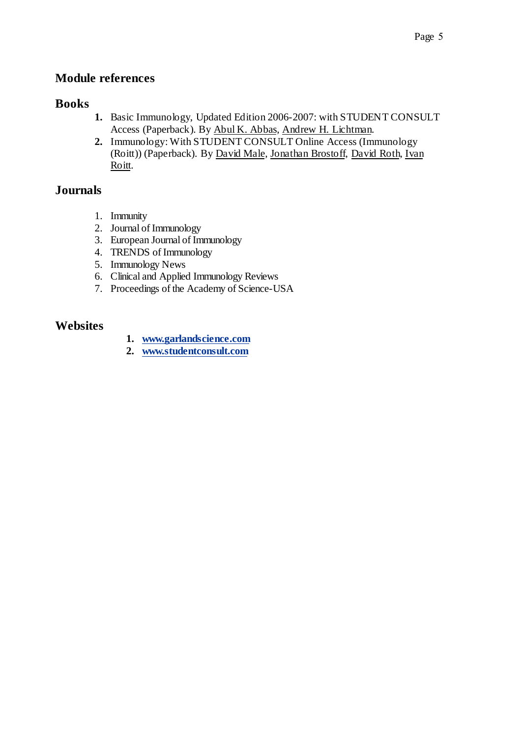## Module references

### Books

1. Basic Immunology, Updated Edition 2006-2007: with STUDENT CONSULT Access (Paperback). By Abul K. Abbas, Andrew H. Lichtman.
2. Immunology: With STUDENT CONSULT Online Access (Immunology (Roitt)) (Paperback). By David Male, Jonathan Brostoff, David Roth, Ivan Roitt.

### Journals

1. Immunity
2. Journal of Immunology
3. European Journal of Immunology
4. TRENDS of Immunology
5. Immunology News
6. Clinical and Applied Immunology Reviews
7. Proceedings of the Academy of Science-USA

### Websites

1. **www.garlandscience.com**
2. **www.studentconsult.com**